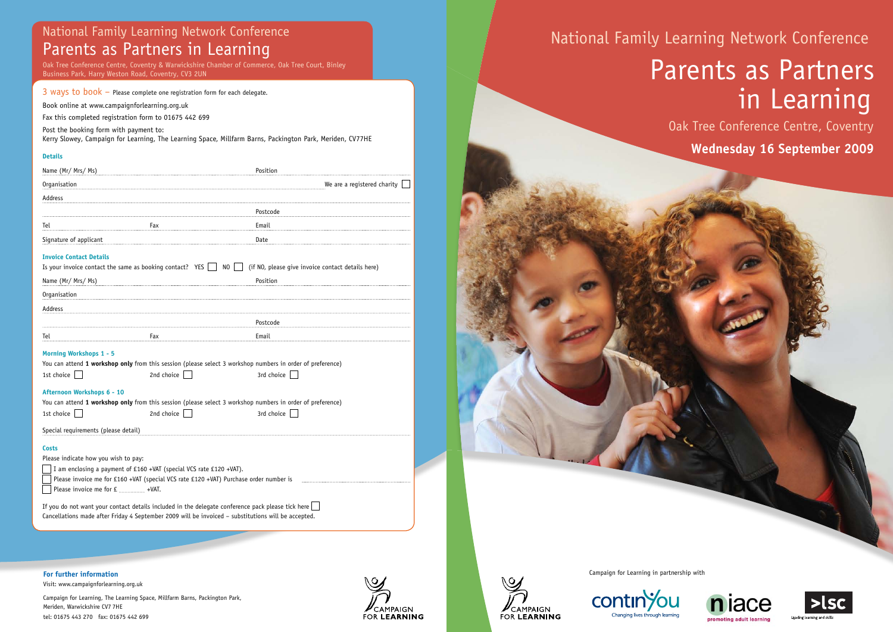# National Family Learning Network Conference

## Parents as Partners in Learning

Oak Tree Conference Centre, Coventry & Warwickshire Chamber of Commerce, Oak Tree Court, Binley Business Park, Harry Weston Road, Coventry, CV3 2UN

**3 ways to book** – Please complete one registration form for each delegate.

Book online at www.campaignforlearning.org.uk

Fax this completed registration form to 01675 442 699

Post the booking form with payment to:
Kerry Slowey, Campaign for Learning, The Learning Space, Millfarm Barns, Packington Park, Meriden, CV77HE

### Details

Name (Mr/ Mrs/ Ms) ________ Position ________

Organisation ________ We are a registered charity ☐

Address ________

________ Postcode ________

Tel ________ Fax ________ Email ________

Signature of applicant ________ Date ________

### Invoice Contact Details

Is your invoice contact the same as booking contact? YES ☐ NO ☐ (if NO, please give invoice contact details here)

Name (Mr/ Mrs/ Ms) ________ Position ________

Organisation ________

Address ________

________ Postcode ________

Tel ________ Fax ________ Email ________

### Morning Workshops 1 - 5

You can attend **1 workshop only** from this session (please select 3 workshop numbers in order of preference)

1st choice ☐ 2nd choice ☐ 3rd choice ☐

### Afternoon Workshops 6 - 10

You can attend **1 workshop only** from this session (please select 3 workshop numbers in order of preference)

1st choice ☐ 2nd choice ☐ 3rd choice ☐

Special requirements (please detail) ________

### Costs

Please indicate how you wish to pay:

☐ I am enclosing a payment of £160 +VAT (special VCS rate £120 +VAT).

☐ Please invoice me for £160 +VAT (special VCS rate £120 +VAT) Purchase order number is ________

☐ Please invoice me for £ ________ +VAT.

If you do not want your contact details included in the delegate conference pack please tick here ☐

Cancellations made after Friday 4 September 2009 will be invoiced – substitutions will be accepted.

**For further information**

Visit: www.campaignforlearning.org.uk

Campaign for Learning, The Learning Space, Millfarm Barns, Packington Park, Meriden, Warwickshire CV7 7HE

tel: 01675 443 270 fax: 01675 442 699

CAMPAIGN FOR LEARNING

# National Family Learning Network Conference

## Parents as Partners in Learning

Oak Tree Conference Centre, Coventry

**Wednesday 16 September 2009**

CAMPAIGN FOR LEARNING

Campaign for Learning in partnership with

continYou – Changing lives through learning

niace – promoting adult learning

lsc – Leading learning and skills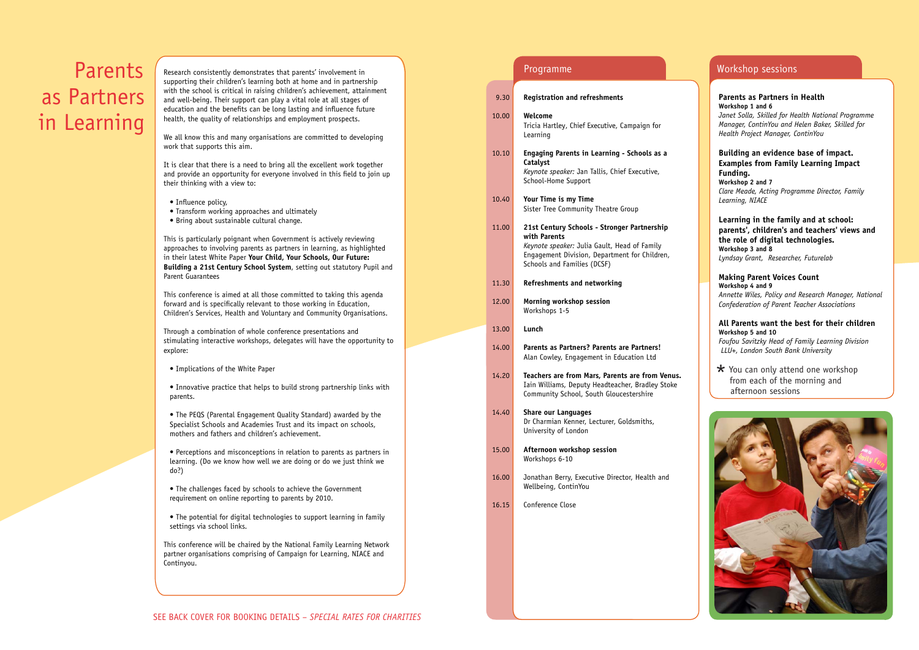# Parents as Partners in Learning

Research consistently demonstrates that parents' involvement in supporting their children's learning both at home and in partnership with the school is critical in raising children's achievement, attainment and well-being. Their support can play a vital role at all stages of education and the benefits can be long lasting and influence future health, the quality of relationships and employment prospects.

We all know this and many organisations are committed to developing work that supports this aim.

It is clear that there is a need to bring all the excellent work together and provide an opportunity for everyone involved in this field to join up their thinking with a view to:

- Influence policy,
- Transform working approaches and ultimately
- Bring about sustainable cultural change.

This is particularly poignant when Government is actively reviewing approaches to involving parents as partners in learning, as highlighted in their latest White Paper **Your Child, Your Schools, Our Future: Building a 21st Century School System**, setting out statutory Pupil and Parent Guarantees

This conference is aimed at all those committed to taking this agenda forward and is specifically relevant to those working in Education, Children's Services, Health and Voluntary and Community Organisations.

Through a combination of whole conference presentations and stimulating interactive workshops, delegates will have the opportunity to explore:

- Implications of the White Paper
- Innovative practice that helps to build strong partnership links with parents.
- The PEQS (Parental Engagement Quality Standard) awarded by the Specialist Schools and Academies Trust and its impact on schools, mothers and fathers and children's achievement.
- Perceptions and misconceptions in relation to parents as partners in learning. (Do we know how well we are doing or do we just think we do?)
- The challenges faced by schools to achieve the Government requirement on online reporting to parents by 2010.
- The potential for digital technologies to support learning in family settings via school links.

This conference will be chaired by the National Family Learning Network partner organisations comprising of Campaign for Learning, NIACE and Continyou.

SEE BACK COVER FOR BOOKING DETAILS – *SPECIAL RATES FOR CHARITIES*

## Programme

| | |
|---|---|
| 9.30 | **Registration and refreshments** |
| 10.00 | **Welcome** Tricia Hartley, Chief Executive, Campaign for Learning |
| 10.10 | **Engaging Parents in Learning - Schools as a Catalyst** *Keynote speaker:* Jan Tallis, Chief Executive, School-Home Support |
| 10.40 | **Your Time is my Time** Sister Tree Community Theatre Group |
| 11.00 | **21st Century Schools - Stronger Partnership with Parents** *Keynote speaker:* Julia Gault, Head of Family Engagement Division, Department for Children, Schools and Families (DCSF) |
| 11.30 | **Refreshments and networking** |
| 12.00 | **Morning workshop session** Workshops 1-5 |
| 13.00 | **Lunch** |
| 14.00 | **Parents as Partners? Parents are Partners!** Alan Cowley, Engagement in Education Ltd |
| 14.20 | **Teachers are from Mars, Parents are from Venus.** Iain Williams, Deputy Headteacher, Bradley Stoke Community School, South Gloucestershire |
| 14.40 | **Share our Languages** Dr Charmian Kenner, Lecturer, Goldsmiths, University of London |
| 15.00 | **Afternoon workshop session** Workshops 6-10 |
| 16.00 | Jonathan Berry, Executive Director, Health and Wellbeing, ContinYou |
| 16.15 | Conference Close |

## Workshop sessions

**Parents as Partners in Health**
**Workshop 1 and 6**
*Janet Solla, Skilled for Health National Programme Manager, ContinYou and Helen Baker, Skilled for Health Project Manager, ContinYou*

**Building an evidence base of impact. Examples from Family Learning Impact Funding.**
**Workshop 2 and 7**
*Clare Meade, Acting Programme Director, Family Learning, NIACE*

**Learning in the family and at school: parents', children's and teachers' views and the role of digital technologies.**
**Workshop 3 and 8**
*Lyndsay Grant, Researcher, Futurelab*

**Making Parent Voices Count**
**Workshop 4 and 9**
*Annette Wiles, Policy and Research Manager, National Confederation of Parent Teacher Associations*

**All Parents want the best for their children**
**Workshop 5 and 10**
*Foufou Savitzky Head of Family Learning Division LLU+, London South Bank University*

* You can only attend one workshop from each of the morning and afternoon sessions